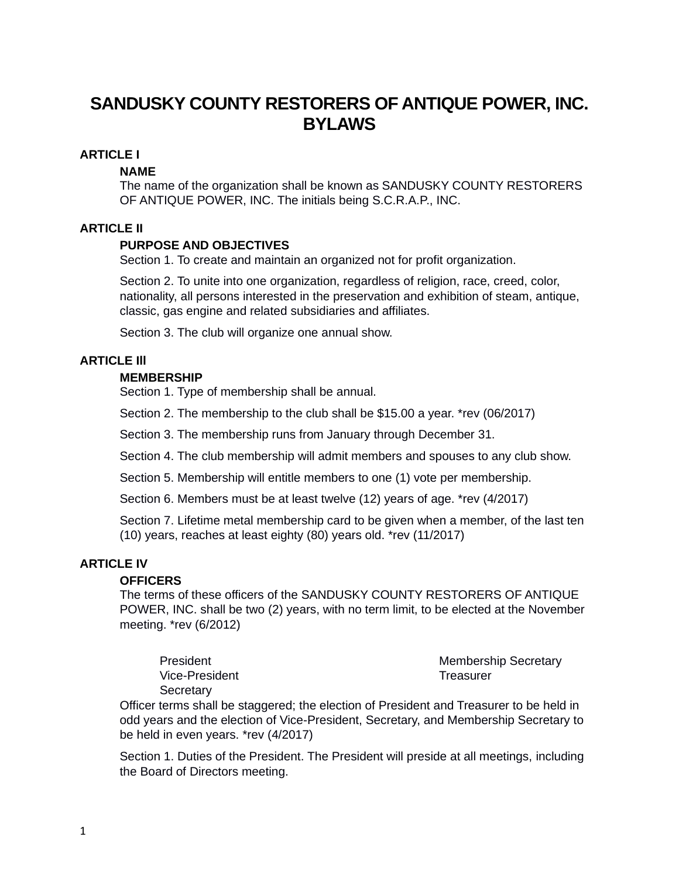# SANDUSKY COUNTY RESTORERS OF ANTIQUE POWER, INC. BYLAWS

## ARTICLE I

### NAME

The name of the organization shall be known as SANDUSKY COUNTY RESTORERS OF ANTIQUE POWER, INC. The initials being S.C.R.A.P., INC.

## ARTICLE II

### PURPOSE AND OBJECTIVES

Section 1. To create and maintain an organized not for profit organization.

Section 2. To unite into one organization, regardless of religion, race, creed, color, nationality, all persons interested in the preservation and exhibition of steam, antique, classic, gas engine and related subsidiaries and affiliates.

Section 3. The club will organize one annual show.

## ARTICLE Ill

### MEMBERSHIP

Section 1. Type of membership shall be annual.

Section 2. The membership to the club shall be $15.00 a year. *rev (06/2017)

Section 3. The membership runs from January through December 31.

Section 4. The club membership will admit members and spouses to any club show.

Section 5. Membership will entitle members to one (1) vote per membership.

Section 6. Members must be at least twelve (12) years of age. *rev (4/2017)

Section 7. Lifetime metal membership card to be given when a member, of the last ten (10) years, reaches at least eighty (80) years old. *rev (11/2017)

## ARTICLE IV

### OFFICERS

The terms of these officers of the SANDUSKY COUNTY RESTORERS OF ANTIQUE POWER, INC. shall be two (2) years, with no term limit, to be elected at the November meeting. *rev (6/2012)

- President
- Vice-President
- Secretary
- Membership Secretary
- Treasurer

Officer terms shall be staggered; the election of President and Treasurer to be held in odd years and the election of Vice-President, Secretary, and Membership Secretary to be held in even years. *rev (4/2017)

Section 1. Duties of the President. The President will preside at all meetings, including the Board of Directors meeting.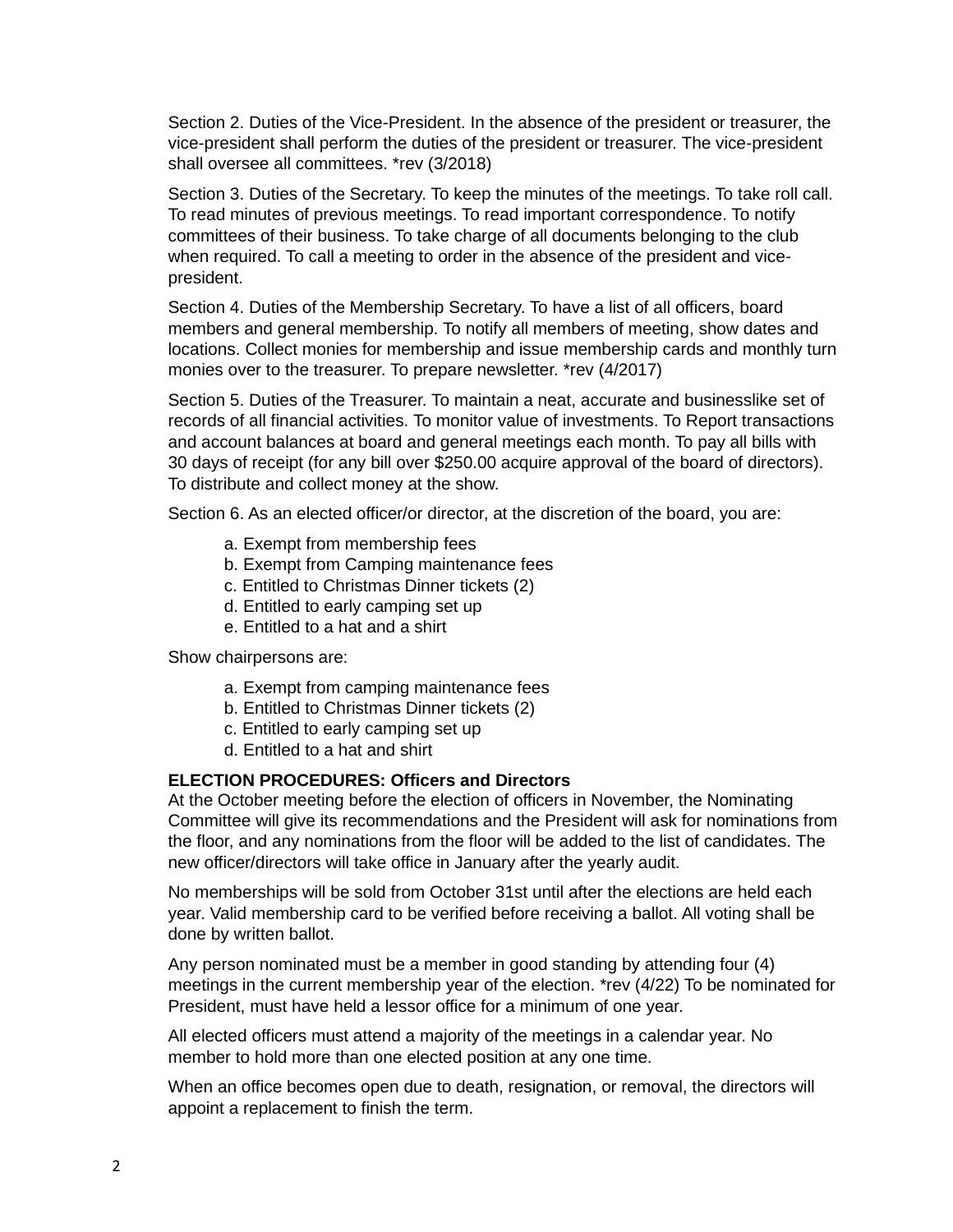Section 2. Duties of the Vice-President. In the absence of the president or treasurer, the vice-president shall perform the duties of the president or treasurer. The vice-president shall oversee all committees. *rev (3/2018)

Section 3. Duties of the Secretary. To keep the minutes of the meetings. To take roll call. To read minutes of previous meetings. To read important correspondence. To notify committees of their business. To take charge of all documents belonging to the club when required. To call a meeting to order in the absence of the president and vice-president.

Section 4. Duties of the Membership Secretary. To have a list of all officers, board members and general membership. To notify all members of meeting, show dates and locations. Collect monies for membership and issue membership cards and monthly turn monies over to the treasurer. To prepare newsletter. *rev (4/2017)

Section 5. Duties of the Treasurer. To maintain a neat, accurate and businesslike set of records of all financial activities. To monitor value of investments. To Report transactions and account balances at board and general meetings each month. To pay all bills with 30 days of receipt (for any bill over $250.00 acquire approval of the board of directors). To distribute and collect money at the show.

Section 6. As an elected officer/or director, at the discretion of the board, you are:

a. Exempt from membership fees
b. Exempt from Camping maintenance fees
c. Entitled to Christmas Dinner tickets (2)
d. Entitled to early camping set up
e. Entitled to a hat and a shirt

Show chairpersons are:

a. Exempt from camping maintenance fees
b. Entitled to Christmas Dinner tickets (2)
c. Entitled to early camping set up
d. Entitled to a hat and shirt

**ELECTION PROCEDURES: Officers and Directors**

At the October meeting before the election of officers in November, the Nominating Committee will give its recommendations and the President will ask for nominations from the floor, and any nominations from the floor will be added to the list of candidates. The new officer/directors will take office in January after the yearly audit.

No memberships will be sold from October 31st until after the elections are held each year. Valid membership card to be verified before receiving a ballot. All voting shall be done by written ballot.

Any person nominated must be a member in good standing by attending four (4) meetings in the current membership year of the election. *rev (4/22) To be nominated for President, must have held a lessor office for a minimum of one year.

All elected officers must attend a majority of the meetings in a calendar year. No member to hold more than one elected position at any one time.

When an office becomes open due to death, resignation, or removal, the directors will appoint a replacement to finish the term.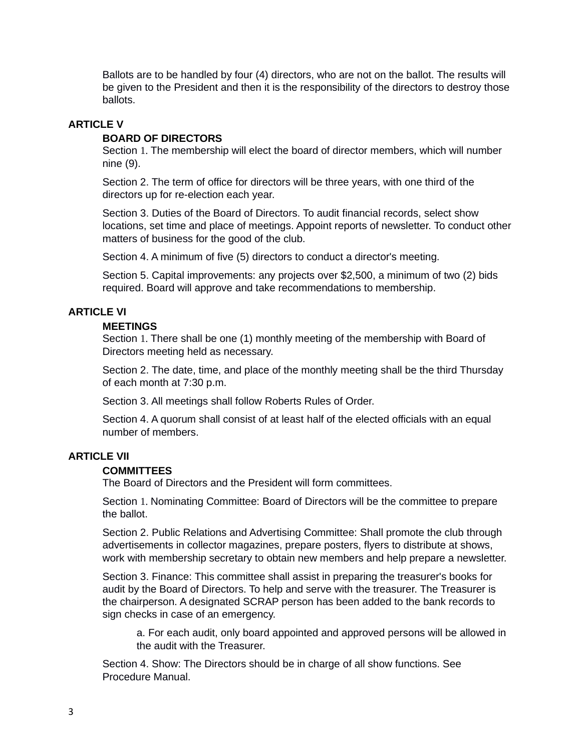Ballots are to be handled by four (4) directors, who are not on the ballot. The results will be given to the President and then it is the responsibility of the directors to destroy those ballots.

## ARTICLE V

### BOARD OF DIRECTORS

Section 1. The membership will elect the board of director members, which will number nine (9).

Section 2. The term of office for directors will be three years, with one third of the directors up for re-election each year.

Section 3. Duties of the Board of Directors. To audit financial records, select show locations, set time and place of meetings. Appoint reports of newsletter. To conduct other matters of business for the good of the club.

Section 4. A minimum of five (5) directors to conduct a director's meeting.

Section 5. Capital improvements: any projects over $2,500, a minimum of two (2) bids required. Board will approve and take recommendations to membership.

## ARTICLE VI

### MEETINGS

Section 1. There shall be one (1) monthly meeting of the membership with Board of Directors meeting held as necessary.

Section 2. The date, time, and place of the monthly meeting shall be the third Thursday of each month at 7:30 p.m.

Section 3. All meetings shall follow Roberts Rules of Order.

Section 4. A quorum shall consist of at least half of the elected officials with an equal number of members.

## ARTICLE VII

### COMMITTEES

The Board of Directors and the President will form committees.

Section 1. Nominating Committee: Board of Directors will be the committee to prepare the ballot.

Section 2. Public Relations and Advertising Committee: Shall promote the club through advertisements in collector magazines, prepare posters, flyers to distribute at shows, work with membership secretary to obtain new members and help prepare a newsletter.

Section 3. Finance: This committee shall assist in preparing the treasurer's books for audit by the Board of Directors. To help and serve with the treasurer. The Treasurer is the chairperson. A designated SCRAP person has been added to the bank records to sign checks in case of an emergency.

> a. For each audit, only board appointed and approved persons will be allowed in the audit with the Treasurer.

Section 4. Show: The Directors should be in charge of all show functions. See Procedure Manual.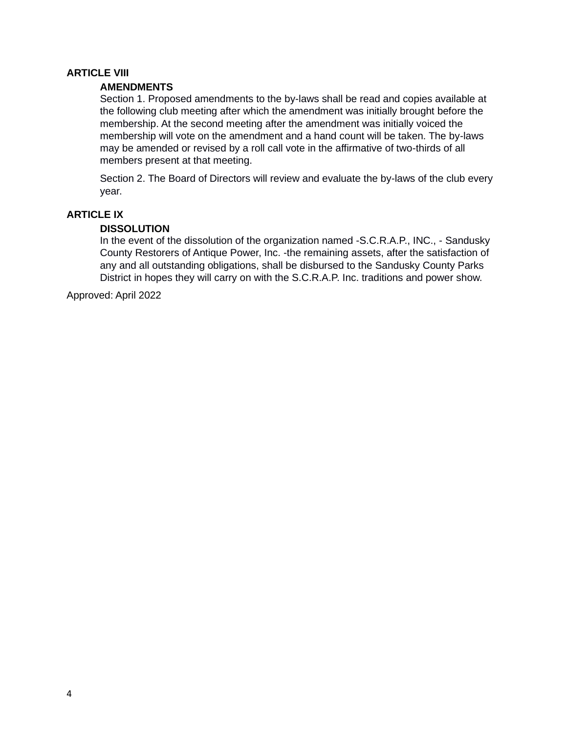**ARTICLE VIII**

**AMENDMENTS**

Section 1. Proposed amendments to the by-laws shall be read and copies available at the following club meeting after which the amendment was initially brought before the membership. At the second meeting after the amendment was initially voiced the membership will vote on the amendment and a hand count will be taken. The by-laws may be amended or revised by a roll call vote in the affirmative of two-thirds of all members present at that meeting.

Section 2. The Board of Directors will review and evaluate the by-laws of the club every year.

**ARTICLE IX**

**DISSOLUTION**

In the event of the dissolution of the organization named -S.C.R.A.P., INC., - Sandusky County Restorers of Antique Power, Inc. -the remaining assets, after the satisfaction of any and all outstanding obligations, shall be disbursed to the Sandusky County Parks District in hopes they will carry on with the S.C.R.A.P. Inc. traditions and power show.

Approved: April 2022